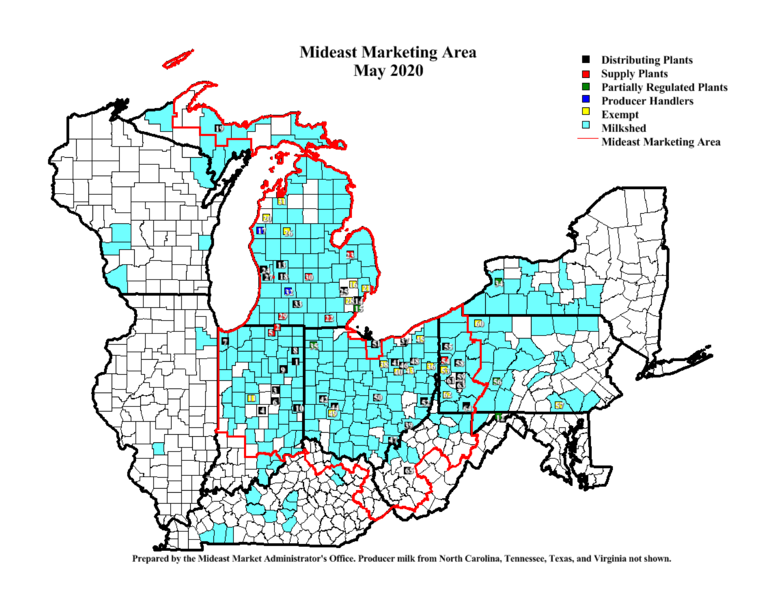# Mideast Marketing Area
## May 2020

- Distributing Plants
- Supply Plants
- Partially Regulated Plants
- Producer Handlers
- Exempt
- Milkshed
- Mideast Marketing Area

Prepared by the Mideast Market Administrator's Office. Producer milk from North Carolina, Tennessee, Texas, and Virginia not shown.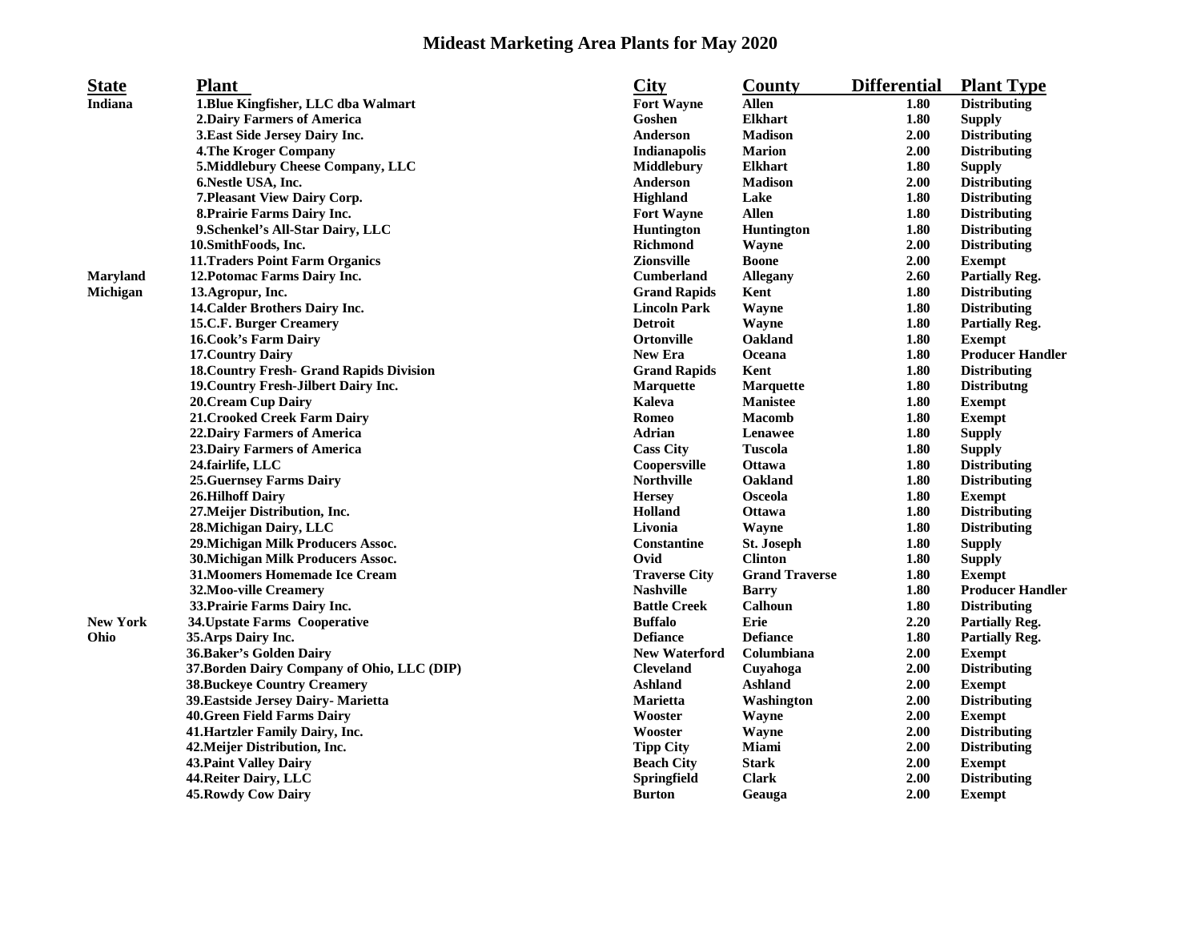# Mideast Marketing Area Plants for May 2020

| State | Plant | City | County | Differential | Plant Type |
|---|---|---|---|---|---|
| Indiana | 1.Blue Kingfisher, LLC dba Walmart | Fort Wayne | Allen | 1.80 | Distributing |
| | 2.Dairy Farmers of America | Goshen | Elkhart | 1.80 | Supply |
| | 3.East Side Jersey Dairy Inc. | Anderson | Madison | 2.00 | Distributing |
| | 4.The Kroger Company | Indianapolis | Marion | 2.00 | Distributing |
| | 5.Middlebury Cheese Company, LLC | Middlebury | Elkhart | 1.80 | Supply |
| | 6.Nestle USA, Inc. | Anderson | Madison | 2.00 | Distributing |
| | 7.Pleasant View Dairy Corp. | Highland | Lake | 1.80 | Distributing |
| | 8.Prairie Farms Dairy Inc. | Fort Wayne | Allen | 1.80 | Distributing |
| | 9.Schenkel's All-Star Dairy, LLC | Huntington | Huntington | 1.80 | Distributing |
| | 10.SmithFoods, Inc. | Richmond | Wayne | 2.00 | Distributing |
| | 11.Traders Point Farm Organics | Zionsville | Boone | 2.00 | Exempt |
| Maryland | 12.Potomac Farms Dairy Inc. | Cumberland | Allegany | 2.60 | Partially Reg. |
| Michigan | 13.Agropur, Inc. | Grand Rapids | Kent | 1.80 | Distributing |
| | 14.Calder Brothers Dairy Inc. | Lincoln Park | Wayne | 1.80 | Distributing |
| | 15.C.F. Burger Creamery | Detroit | Wayne | 1.80 | Partially Reg. |
| | 16.Cook's Farm Dairy | Ortonville | Oakland | 1.80 | Exempt |
| | 17.Country Dairy | New Era | Oceana | 1.80 | Producer Handler |
| | 18.Country Fresh- Grand Rapids Division | Grand Rapids | Kent | 1.80 | Distributing |
| | 19.Country Fresh-Jilbert Dairy Inc. | Marquette | Marquette | 1.80 | Distributng |
| | 20.Cream Cup Dairy | Kaleva | Manistee | 1.80 | Exempt |
| | 21.Crooked Creek Farm Dairy | Romeo | Macomb | 1.80 | Exempt |
| | 22.Dairy Farmers of America | Adrian | Lenawee | 1.80 | Supply |
| | 23.Dairy Farmers of America | Cass City | Tuscola | 1.80 | Supply |
| | 24.fairlife, LLC | Coopersville | Ottawa | 1.80 | Distributing |
| | 25.Guernsey Farms Dairy | Northville | Oakland | 1.80 | Distributing |
| | 26.Hilhoff Dairy | Hersey | Osceola | 1.80 | Exempt |
| | 27.Meijer Distribution, Inc. | Holland | Ottawa | 1.80 | Distributing |
| | 28.Michigan Dairy, LLC | Livonia | Wayne | 1.80 | Distributing |
| | 29.Michigan Milk Producers Assoc. | Constantine | St. Joseph | 1.80 | Supply |
| | 30.Michigan Milk Producers Assoc. | Ovid | Clinton | 1.80 | Supply |
| | 31.Moomers Homemade Ice Cream | Traverse City | Grand Traverse | 1.80 | Exempt |
| | 32.Moo-ville Creamery | Nashville | Barry | 1.80 | Producer Handler |
| | 33.Prairie Farms Dairy Inc. | Battle Creek | Calhoun | 1.80 | Distributing |
| New York | 34.Upstate Farms Cooperative | Buffalo | Erie | 2.20 | Partially Reg. |
| Ohio | 35.Arps Dairy Inc. | Defiance | Defiance | 1.80 | Partially Reg. |
| | 36.Baker's Golden Dairy | New Waterford | Columbiana | 2.00 | Exempt |
| | 37.Borden Dairy Company of Ohio, LLC (DIP) | Cleveland | Cuyahoga | 2.00 | Distributing |
| | 38.Buckeye Country Creamery | Ashland | Ashland | 2.00 | Exempt |
| | 39.Eastside Jersey Dairy- Marietta | Marietta | Washington | 2.00 | Distributing |
| | 40.Green Field Farms Dairy | Wooster | Wayne | 2.00 | Exempt |
| | 41.Hartzler Family Dairy, Inc. | Wooster | Wayne | 2.00 | Distributing |
| | 42.Meijer Distribution, Inc. | Tipp City | Miami | 2.00 | Distributing |
| | 43.Paint Valley Dairy | Beach City | Stark | 2.00 | Exempt |
| | 44.Reiter Dairy, LLC | Springfield | Clark | 2.00 | Distributing |
| | 45.Rowdy Cow Dairy | Burton | Geauga | 2.00 | Exempt |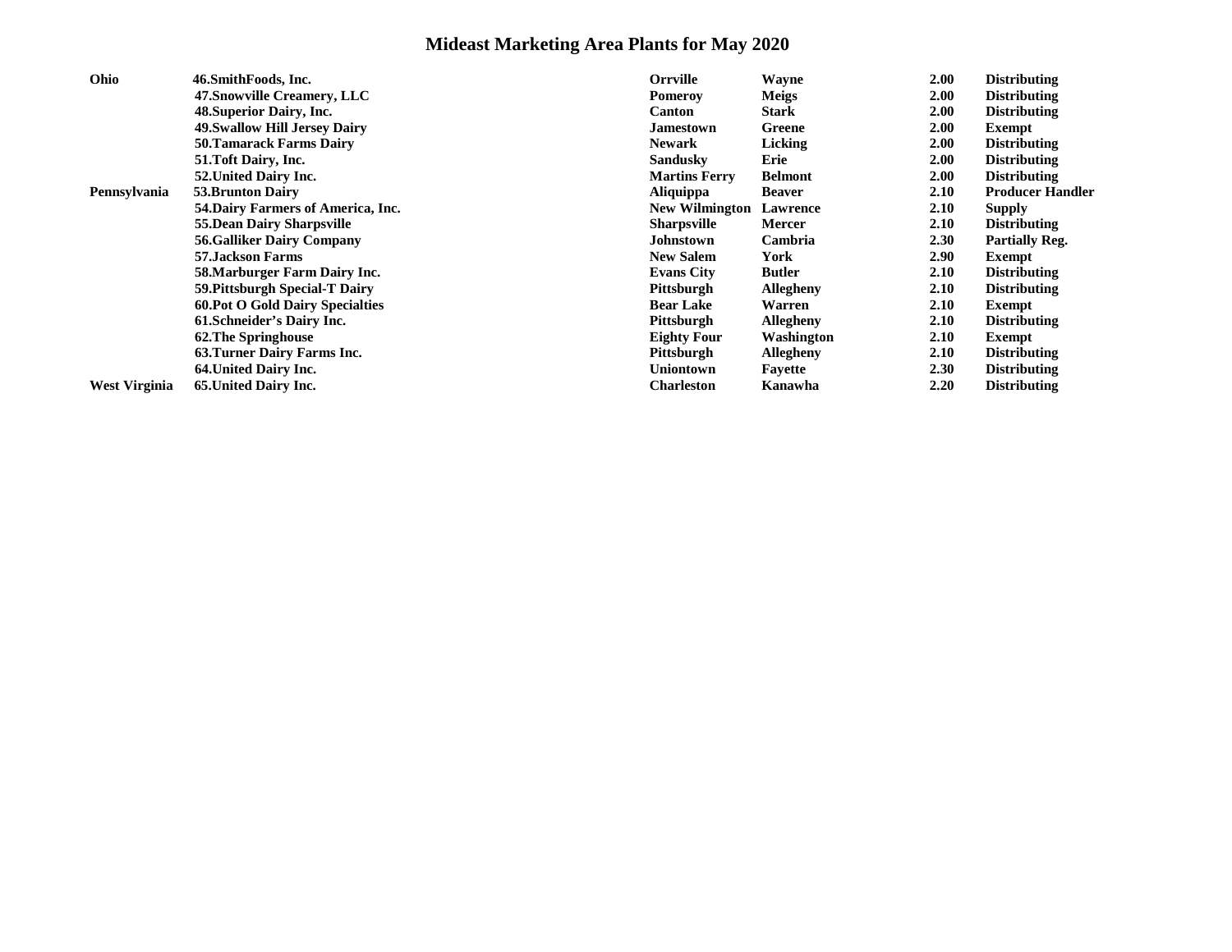# Mideast Marketing Area Plants for May 2020

| | | | | | |
|---|---|---|---|---|---|
| **Ohio** | **46.SmithFoods, Inc.** | **Orrville** | **Wayne** | **2.00** | **Distributing** |
| | **47.Snowville Creamery, LLC** | **Pomeroy** | **Meigs** | **2.00** | **Distributing** |
| | **48.Superior Dairy, Inc.** | **Canton** | **Stark** | **2.00** | **Distributing** |
| | **49.Swallow Hill Jersey Dairy** | **Jamestown** | **Greene** | **2.00** | **Exempt** |
| | **50.Tamarack Farms Dairy** | **Newark** | **Licking** | **2.00** | **Distributing** |
| | **51.Toft Dairy, Inc.** | **Sandusky** | **Erie** | **2.00** | **Distributing** |
| | **52.United Dairy Inc.** | **Martins Ferry** | **Belmont** | **2.00** | **Distributing** |
| **Pennsylvania** | **53.Brunton Dairy** | **Aliquippa** | **Beaver** | **2.10** | **Producer Handler** |
| | **54.Dairy Farmers of America, Inc.** | **New Wilmington** | **Lawrence** | **2.10** | **Supply** |
| | **55.Dean Dairy Sharpsville** | **Sharpsville** | **Mercer** | **2.10** | **Distributing** |
| | **56.Galliker Dairy Company** | **Johnstown** | **Cambria** | **2.30** | **Partially Reg.** |
| | **57.Jackson Farms** | **New Salem** | **York** | **2.90** | **Exempt** |
| | **58.Marburger Farm Dairy Inc.** | **Evans City** | **Butler** | **2.10** | **Distributing** |
| | **59.Pittsburgh Special-T Dairy** | **Pittsburgh** | **Allegheny** | **2.10** | **Distributing** |
| | **60.Pot O Gold Dairy Specialties** | **Bear Lake** | **Warren** | **2.10** | **Exempt** |
| | **61.Schneider's Dairy Inc.** | **Pittsburgh** | **Allegheny** | **2.10** | **Distributing** |
| | **62.The Springhouse** | **Eighty Four** | **Washington** | **2.10** | **Exempt** |
| | **63.Turner Dairy Farms Inc.** | **Pittsburgh** | **Allegheny** | **2.10** | **Distributing** |
| | **64.United Dairy Inc.** | **Uniontown** | **Fayette** | **2.30** | **Distributing** |
| **West Virginia** | **65.United Dairy Inc.** | **Charleston** | **Kanawha** | **2.20** | **Distributing** |